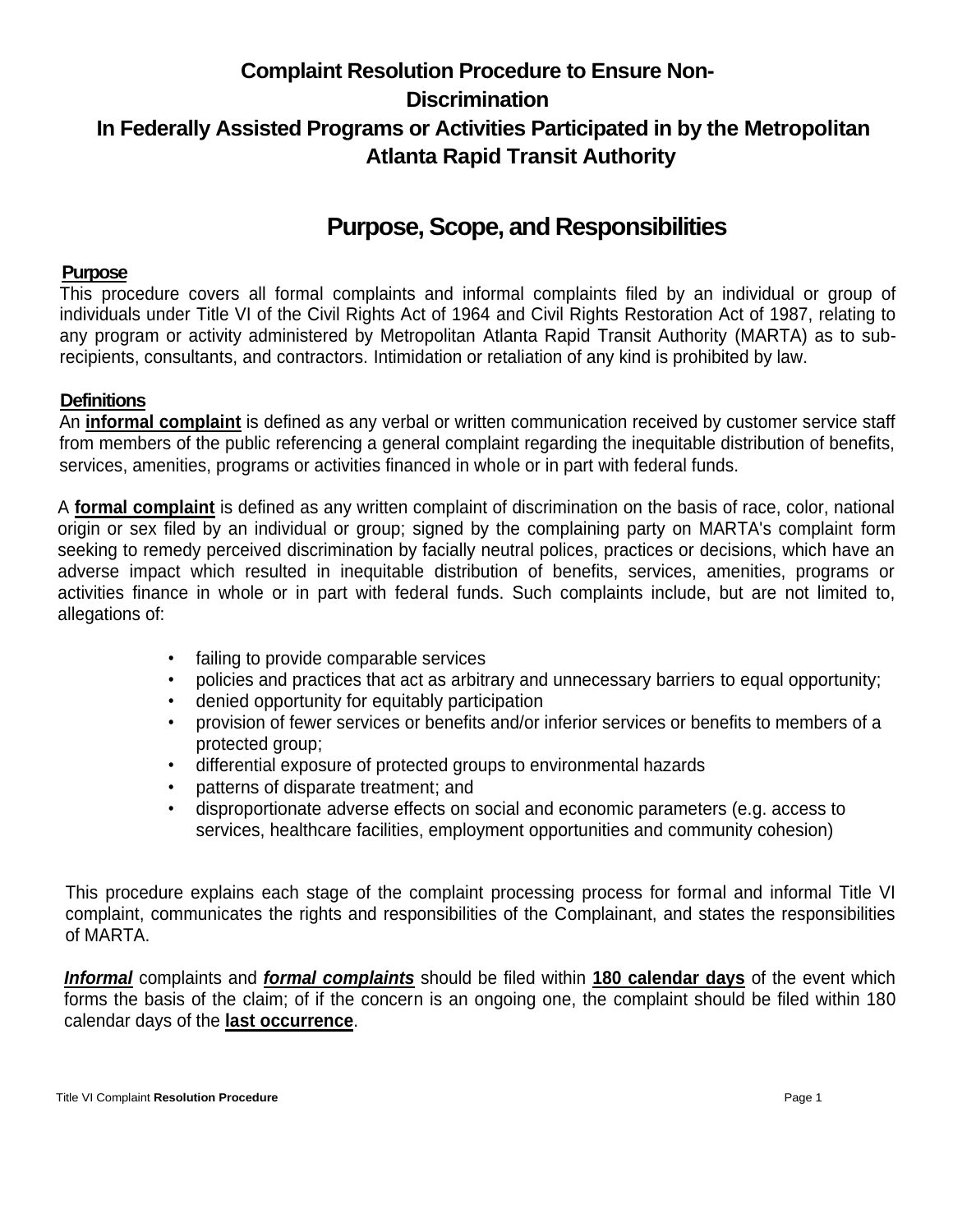# Complaint Resolution Procedure to Ensure Non-Discrimination In Federally Assisted Programs or Activities Participated in by the Metropolitan Atlanta Rapid Transit Authority

## Purpose, Scope, and Responsibilities

### Purpose

This procedure covers all formal complaints and informal complaints filed by an individual or group of individuals under Title VI of the Civil Rights Act of 1964 and Civil Rights Restoration Act of 1987, relating to any program or activity administered by Metropolitan Atlanta Rapid Transit Authority (MARTA) as to sub-recipients, consultants, and contractors. Intimidation or retaliation of any kind is prohibited by law.

### Definitions

An **informal complaint** is defined as any verbal or written communication received by customer service staff from members of the public referencing a general complaint regarding the inequitable distribution of benefits, services, amenities, programs or activities financed in whole or in part with federal funds.

A **formal complaint** is defined as any written complaint of discrimination on the basis of race, color, national origin or sex filed by an individual or group; signed by the complaining party on MARTA's complaint form seeking to remedy perceived discrimination by facially neutral polices, practices or decisions, which have an adverse impact which resulted in inequitable distribution of benefits, services, amenities, programs or activities finance in whole or in part with federal funds. Such complaints include, but are not limited to, allegations of:

- failing to provide comparable services
- policies and practices that act as arbitrary and unnecessary barriers to equal opportunity;
- denied opportunity for equitably participation
- provision of fewer services or benefits and/or inferior services or benefits to members of a protected group;
- differential exposure of protected groups to environmental hazards
- patterns of disparate treatment; and
- disproportionate adverse effects on social and economic parameters (e.g. access to services, healthcare facilities, employment opportunities and community cohesion)

This procedure explains each stage of the complaint processing process for formal and informal Title VI complaint, communicates the rights and responsibilities of the Complainant, and states the responsibilities of MARTA.

***Informal*** complaints and ***formal complaints*** should be filed within **180 calendar days** of the event which forms the basis of the claim; of if the concern is an ongoing one, the complaint should be filed within 180 calendar days of the **last occurrence**.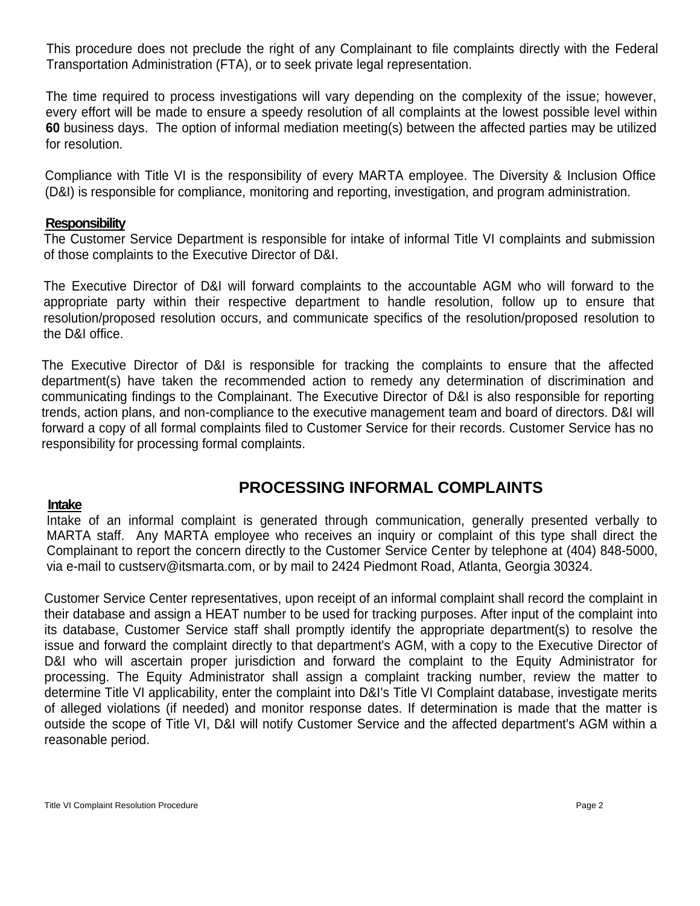This procedure does not preclude the right of any Complainant to file complaints directly with the Federal Transportation Administration (FTA), or to seek private legal representation.

The time required to process investigations will vary depending on the complexity of the issue; however, every effort will be made to ensure a speedy resolution of all complaints at the lowest possible level within **60** business days. The option of informal mediation meeting(s) between the affected parties may be utilized for resolution.

Compliance with Title VI is the responsibility of every MARTA employee. The Diversity & Inclusion Office (D&I) is responsible for compliance, monitoring and reporting, investigation, and program administration.

**Responsibility**

The Customer Service Department is responsible for intake of informal Title VI complaints and submission of those complaints to the Executive Director of D&I.

The Executive Director of D&I will forward complaints to the accountable AGM who will forward to the appropriate party within their respective department to handle resolution, follow up to ensure that resolution/proposed resolution occurs, and communicate specifics of the resolution/proposed resolution to the D&I office.

The Executive Director of D&I is responsible for tracking the complaints to ensure that the affected department(s) have taken the recommended action to remedy any determination of discrimination and communicating findings to the Complainant. The Executive Director of D&I is also responsible for reporting trends, action plans, and non-compliance to the executive management team and board of directors. D&I will forward a copy of all formal complaints filed to Customer Service for their records. Customer Service has no responsibility for processing formal complaints.

## PROCESSING INFORMAL COMPLAINTS

**Intake**

Intake of an informal complaint is generated through communication, generally presented verbally to MARTA staff. Any MARTA employee who receives an inquiry or complaint of this type shall direct the Complainant to report the concern directly to the Customer Service Center by telephone at (404) 848-5000, via e-mail to custserv@itsmarta.com, or by mail to 2424 Piedmont Road, Atlanta, Georgia 30324.

Customer Service Center representatives, upon receipt of an informal complaint shall record the complaint in their database and assign a HEAT number to be used for tracking purposes. After input of the complaint into its database, Customer Service staff shall promptly identify the appropriate department(s) to resolve the issue and forward the complaint directly to that department's AGM, with a copy to the Executive Director of D&I who will ascertain proper jurisdiction and forward the complaint to the Equity Administrator for processing. The Equity Administrator shall assign a complaint tracking number, review the matter to determine Title VI applicability, enter the complaint into D&I's Title VI Complaint database, investigate merits of alleged violations (if needed) and monitor response dates. If determination is made that the matter is outside the scope of Title VI, D&I will notify Customer Service and the affected department's AGM within a reasonable period.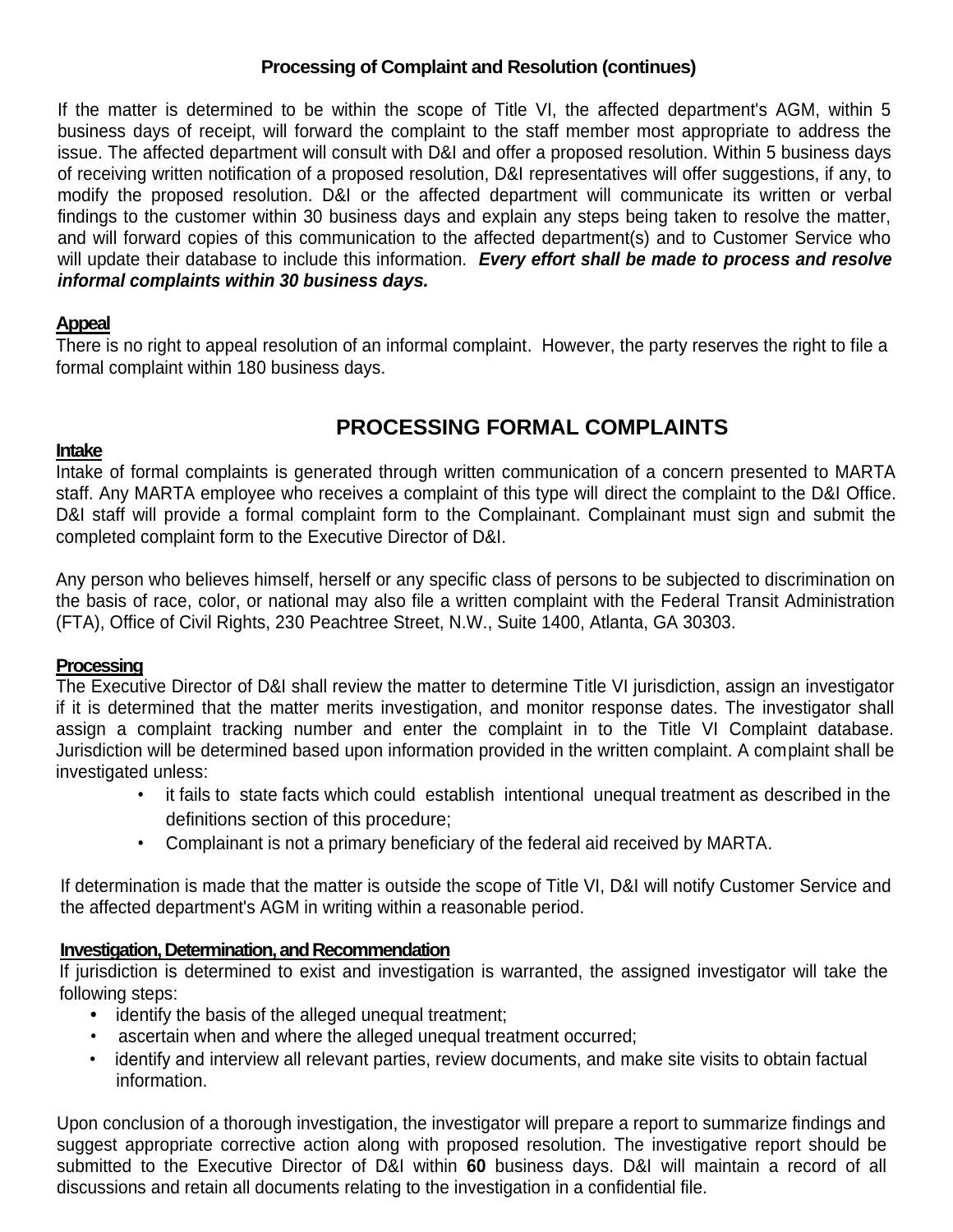**Processing of Complaint and Resolution (continues)**

If the matter is determined to be within the scope of Title VI, the affected department's AGM, within 5 business days of receipt, will forward the complaint to the staff member most appropriate to address the issue. The affected department will consult with D&I and offer a proposed resolution. Within 5 business days of receiving written notification of a proposed resolution, D&I representatives will offer suggestions, if any, to modify the proposed resolution. D&I or the affected department will communicate its written or verbal findings to the customer within 30 business days and explain any steps being taken to resolve the matter, and will forward copies of this communication to the affected department(s) and to Customer Service who will update their database to include this information. ***Every effort shall be made to process and resolve informal complaints within 30 business days.***

**Appeal**

There is no right to appeal resolution of an informal complaint. However, the party reserves the right to file a formal complaint within 180 business days.

## PROCESSING FORMAL COMPLAINTS

**Intake**

Intake of formal complaints is generated through written communication of a concern presented to MARTA staff. Any MARTA employee who receives a complaint of this type will direct the complaint to the D&I Office. D&I staff will provide a formal complaint form to the Complainant. Complainant must sign and submit the completed complaint form to the Executive Director of D&I.

Any person who believes himself, herself or any specific class of persons to be subjected to discrimination on the basis of race, color, or national may also file a written complaint with the Federal Transit Administration (FTA), Office of Civil Rights, 230 Peachtree Street, N.W., Suite 1400, Atlanta, GA 30303.

**Processing**

The Executive Director of D&I shall review the matter to determine Title VI jurisdiction, assign an investigator if it is determined that the matter merits investigation, and monitor response dates. The investigator shall assign a complaint tracking number and enter the complaint in to the Title VI Complaint database. Jurisdiction will be determined based upon information provided in the written complaint. A complaint shall be investigated unless:

- it fails to state facts which could establish intentional unequal treatment as described in the definitions section of this procedure;
- Complainant is not a primary beneficiary of the federal aid received by MARTA.

If determination is made that the matter is outside the scope of Title VI, D&I will notify Customer Service and the affected department's AGM in writing within a reasonable period.

**Investigation, Determination, and Recommendation**

If jurisdiction is determined to exist and investigation is warranted, the assigned investigator will take the following steps:

- identify the basis of the alleged unequal treatment;
- ascertain when and where the alleged unequal treatment occurred;
- identify and interview all relevant parties, review documents, and make site visits to obtain factual information.

Upon conclusion of a thorough investigation, the investigator will prepare a report to summarize findings and suggest appropriate corrective action along with proposed resolution. The investigative report should be submitted to the Executive Director of D&I within **60** business days. D&I will maintain a record of all discussions and retain all documents relating to the investigation in a confidential file.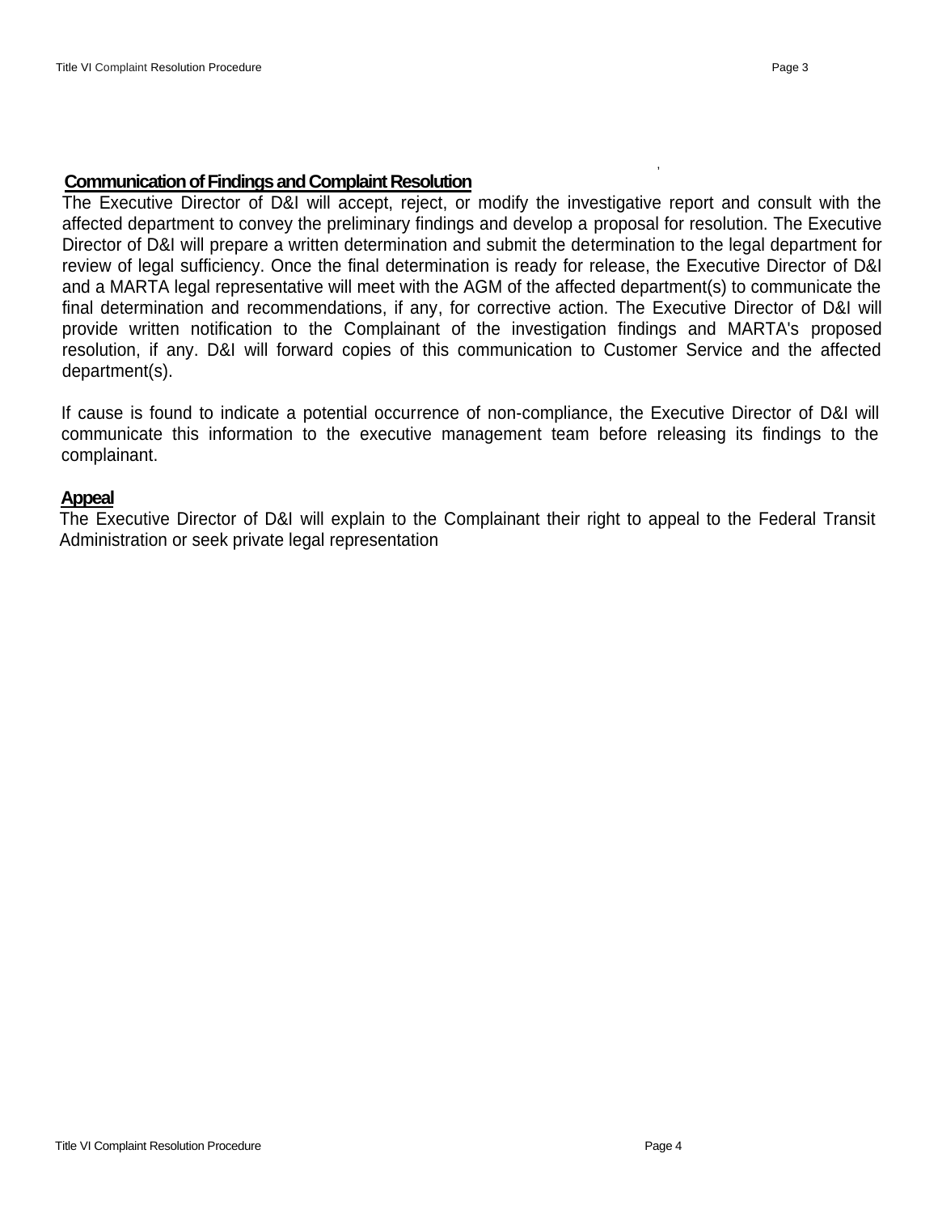## Communication of Findings and Complaint Resolution

The Executive Director of D&I will accept, reject, or modify the investigative report and consult with the affected department to convey the preliminary findings and develop a proposal for resolution. The Executive Director of D&I will prepare a written determination and submit the determination to the legal department for review of legal sufficiency. Once the final determination is ready for release, the Executive Director of D&I and a MARTA legal representative will meet with the AGM of the affected department(s) to communicate the final determination and recommendations, if any, for corrective action. The Executive Director of D&I will provide written notification to the Complainant of the investigation findings and MARTA's proposed resolution, if any. D&I will forward copies of this communication to Customer Service and the affected department(s).

If cause is found to indicate a potential occurrence of non-compliance, the Executive Director of D&I will communicate this information to the executive management team before releasing its findings to the complainant.

## Appeal

The Executive Director of D&I will explain to the Complainant their right to appeal to the Federal Transit Administration or seek private legal representation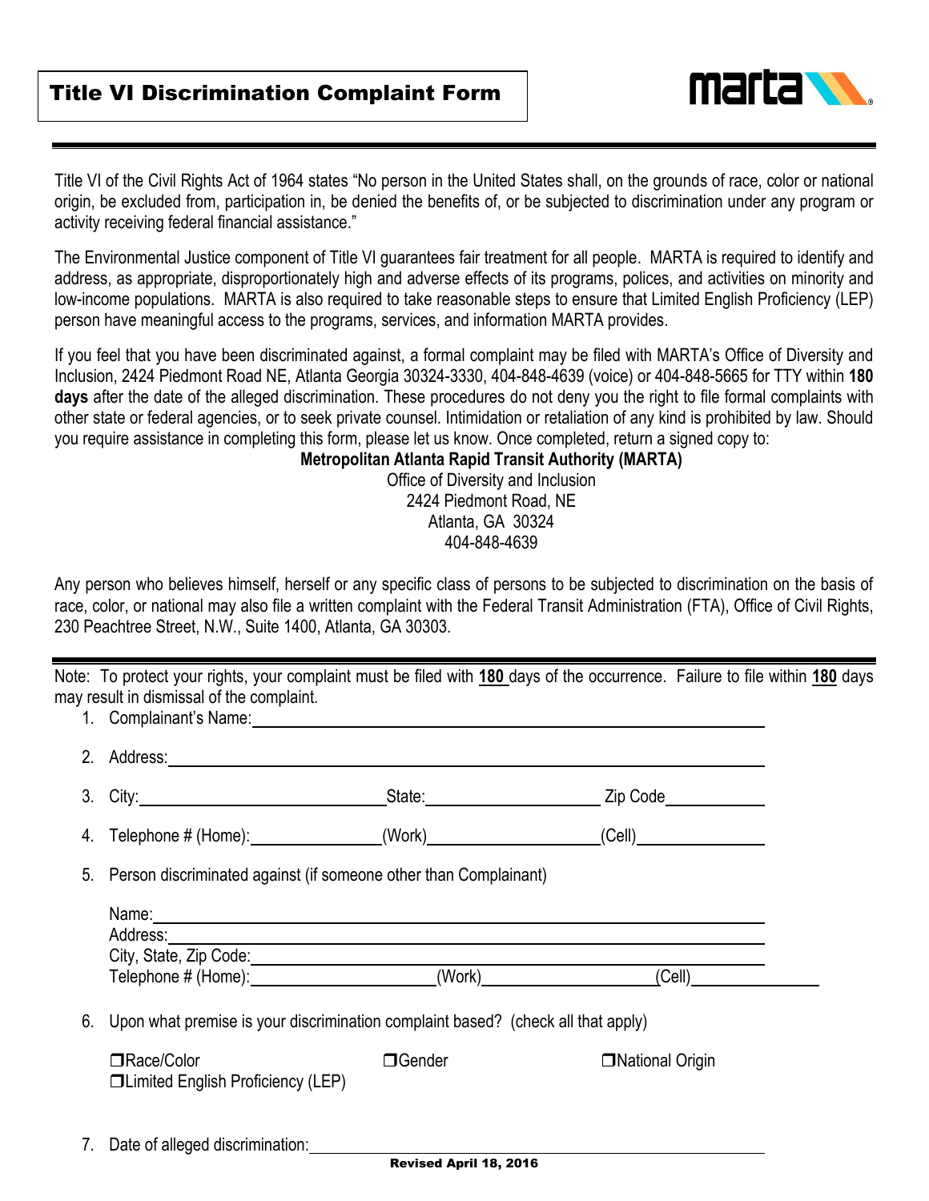# Title VI Discrimination Complaint Form

Title VI of the Civil Rights Act of 1964 states "No person in the United States shall, on the grounds of race, color or national origin, be excluded from, participation in, be denied the benefits of, or be subjected to discrimination under any program or activity receiving federal financial assistance."

The Environmental Justice component of Title VI guarantees fair treatment for all people. MARTA is required to identify and address, as appropriate, disproportionately high and adverse effects of its programs, polices, and activities on minority and low-income populations. MARTA is also required to take reasonable steps to ensure that Limited English Proficiency (LEP) person have meaningful access to the programs, services, and information MARTA provides.

If you feel that you have been discriminated against, a formal complaint may be filed with MARTA's Office of Diversity and Inclusion, 2424 Piedmont Road NE, Atlanta Georgia 30324-3330, 404-848-4639 (voice) or 404-848-5665 for TTY within **180 days** after the date of the alleged discrimination. These procedures do not deny you the right to file formal complaints with other state or federal agencies, or to seek private counsel. Intimidation or retaliation of any kind is prohibited by law. Should you require assistance in completing this form, please let us know. Once completed, return a signed copy to:

**Metropolitan Atlanta Rapid Transit Authority (MARTA)**
Office of Diversity and Inclusion
2424 Piedmont Road, NE
Atlanta, GA 30324
404-848-4639

Any person who believes himself, herself or any specific class of persons to be subjected to discrimination on the basis of race, color, or national may also file a written complaint with the Federal Transit Administration (FTA), Office of Civil Rights, 230 Peachtree Street, N.W., Suite 1400, Atlanta, GA 30303.

---

Note: To protect your rights, your complaint must be filed with **180** days of the occurrence. Failure to file within **180** days may result in dismissal of the complaint.

1. Complainant's Name: ______________________________
2. Address: ______________________________
3. City: ______________ State: ______________ Zip Code ______________
4. Telephone # (Home): ______________ (Work) ______________ (Cell) ______________
5. Person discriminated against (if someone other than Complainant)

   Name: ______________________________
   Address: ______________________________
   City, State, Zip Code: ______________________________
   Telephone # (Home): ______________ (Work) ______________ (Cell) ______________

6. Upon what premise is your discrimination complaint based? (check all that apply)

   ❒ Race/Color ❒ Gender ❒ National Origin
   ❒ Limited English Proficiency (LEP)

7. Date of alleged discrimination: ______________________________

Revised April 18, 2016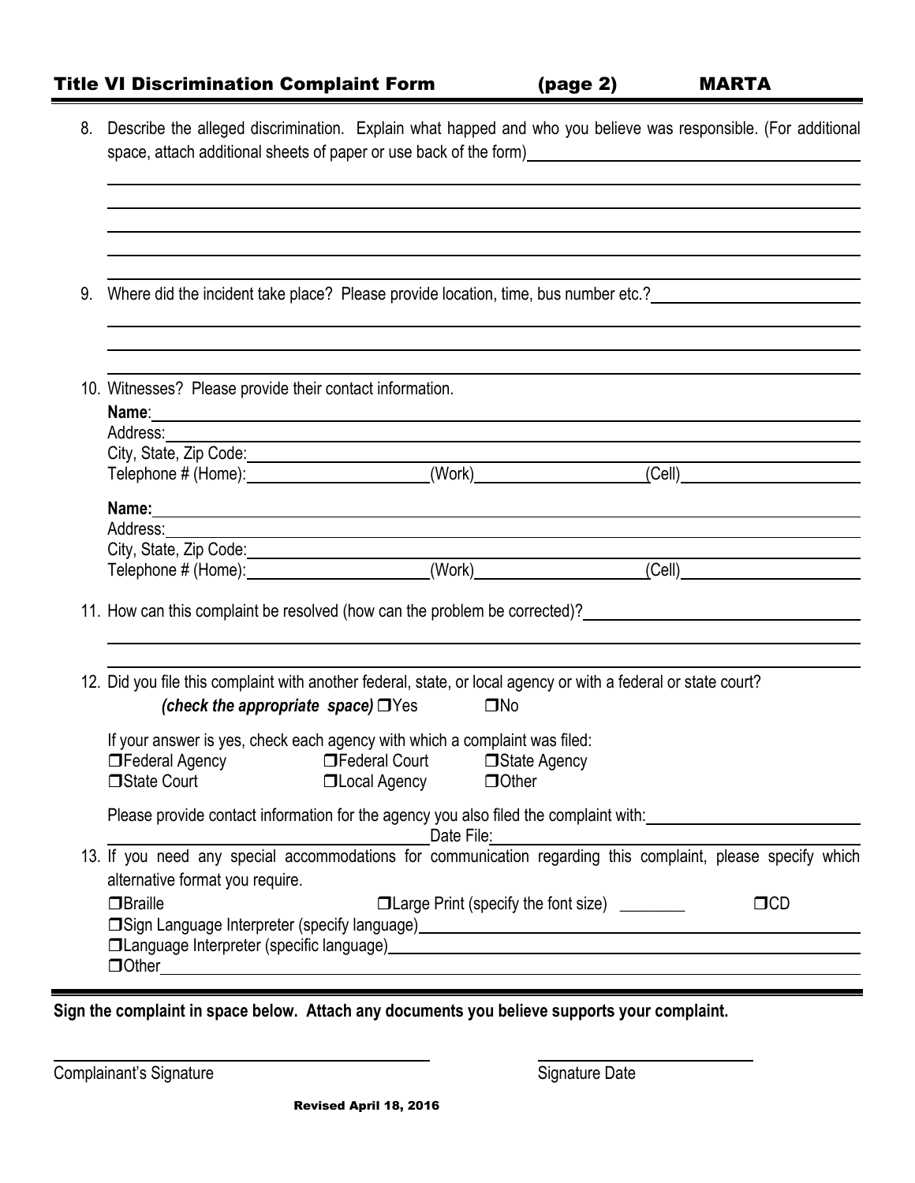## Title VI Discrimination Complaint Form (page 2) MARTA

8. Describe the alleged discrimination. Explain what happed and who you believe was responsible. (For additional space, attach additional sheets of paper or use back of the form) ____________________

____________________________________________

____________________________________________

____________________________________________

____________________________________________

9. Where did the incident take place? Please provide location, time, bus number etc.? ____________________

____________________________________________

____________________________________________

____________________________________________

10. Witnesses? Please provide their contact information.

    **Name**: ____________________
    Address: ____________________
    City, State, Zip Code: ____________________
    Telephone # (Home): ____________ (Work) ____________ (Cell) ____________

    **Name:** ____________________
    Address: ____________________
    City, State, Zip Code: ____________________
    Telephone # (Home): ____________ (Work) ____________ (Cell) ____________

11. How can this complaint be resolved (how can the problem be corrected)? ____________________

____________________________________________

____________________________________________

12. Did you file this complaint with another federal, state, or local agency or with a federal or state court?
    ***(check the appropriate space)*** ❒Yes ❒No

    If your answer is yes, check each agency with which a complaint was filed:
    ❒Federal Agency ❒Federal Court ❒State Agency
    ❒State Court ❒Local Agency ❒Other

    Please provide contact information for the agency you also filed the complaint with: ____________________
    ____________________ Date File: ____________________

13. If you need any special accommodations for communication regarding this complaint, please specify which alternative format you require.
    ❒Braille ❒Large Print (specify the font size) ________ ❒CD
    ❒Sign Language Interpreter (specify language) ____________________
    ❒Language Interpreter (specific language) ____________________
    ❒Other ____________________

**Sign the complaint in space below. Attach any documents you believe supports your complaint.**

____________________ ____________________
Complainant's Signature Signature Date

Revised April 18, 2016